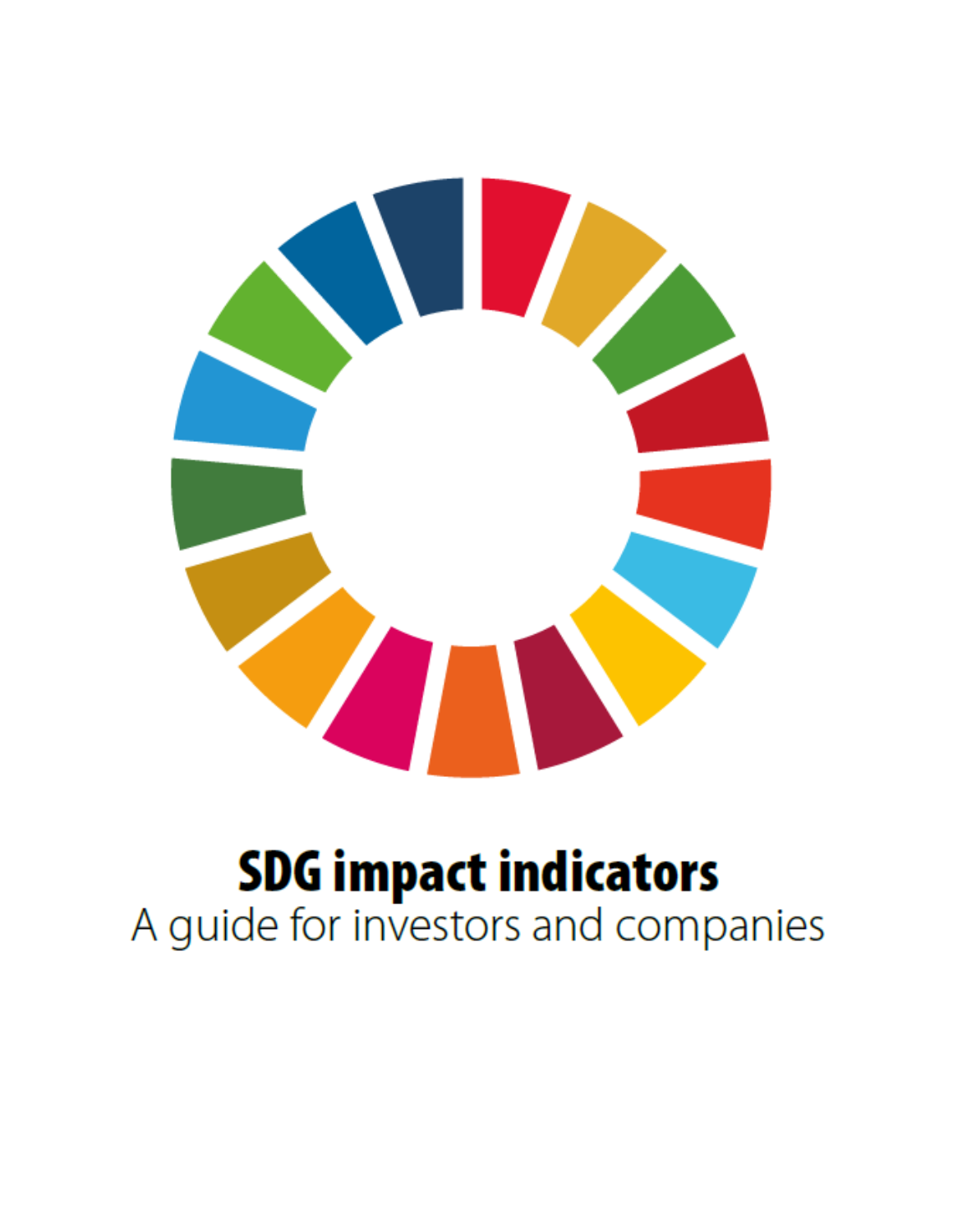# SDG impact indicators

A guide for investors and companies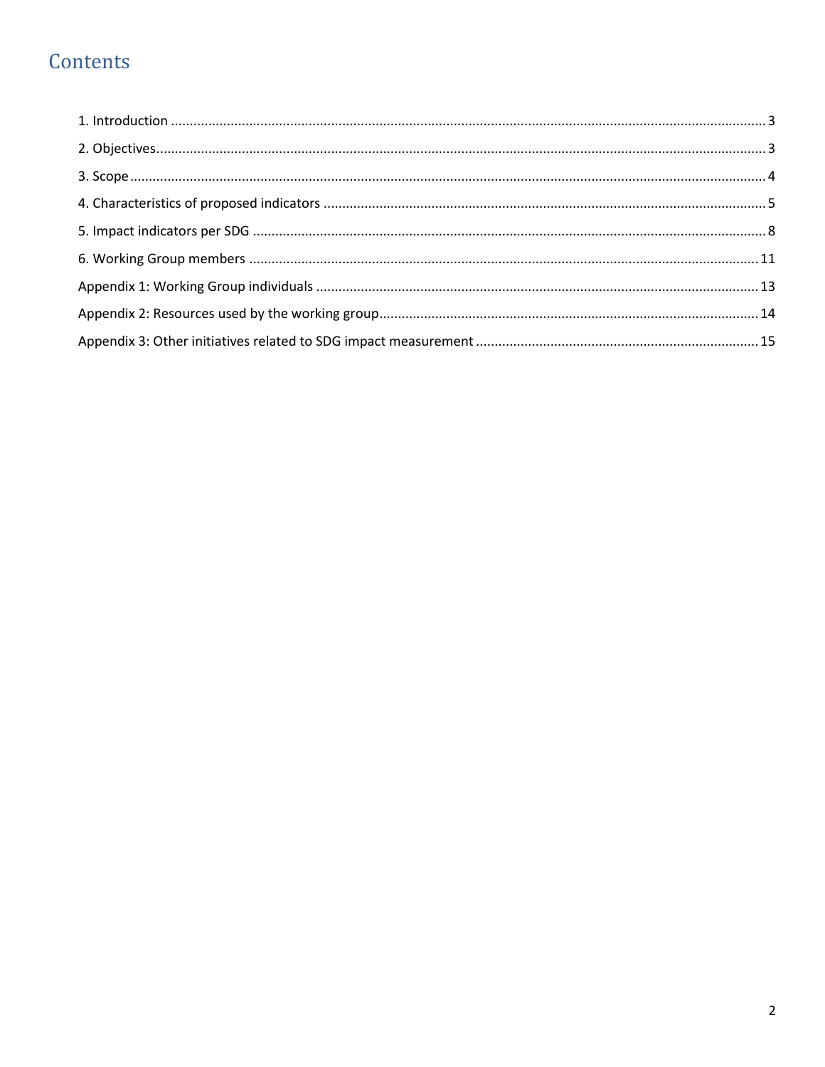# Contents

1. Introduction ........................................................ 3
2. Objectives ........................................................ 3
3. Scope ........................................................ 4
4. Characteristics of proposed indicators ........................................................ 5
5. Impact indicators per SDG ........................................................ 8
6. Working Group members ........................................................ 11

Appendix 1: Working Group individuals ........................................................ 13

Appendix 2: Resources used by the working group ........................................................ 14

Appendix 3: Other initiatives related to SDG impact measurement ........................................................ 15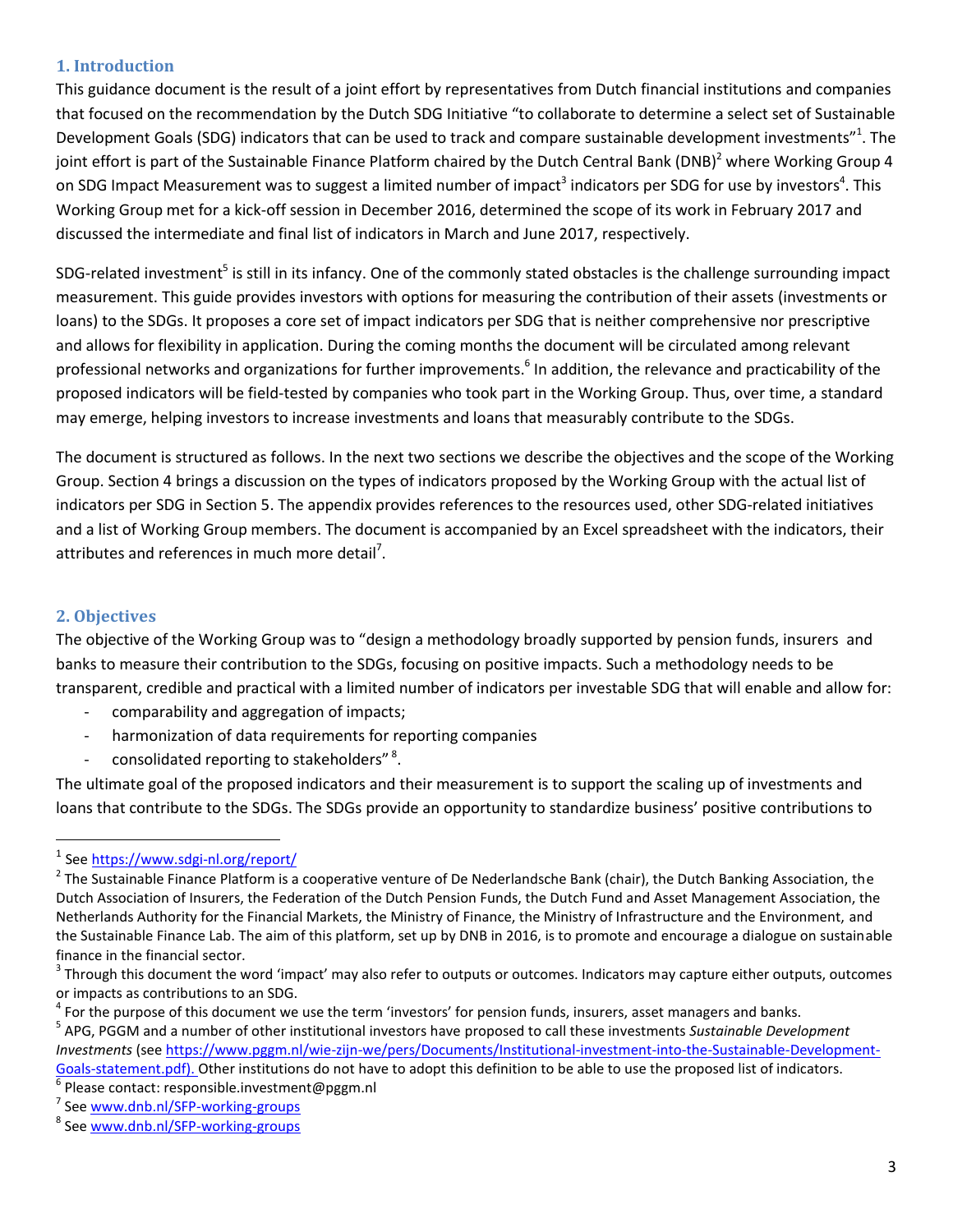## 1. Introduction

This guidance document is the result of a joint effort by representatives from Dutch financial institutions and companies that focused on the recommendation by the Dutch SDG Initiative "to collaborate to determine a select set of Sustainable Development Goals (SDG) indicators that can be used to track and compare sustainable development investments"[1]. The joint effort is part of the Sustainable Finance Platform chaired by the Dutch Central Bank (DNB)[2] where Working Group 4 on SDG Impact Measurement was to suggest a limited number of impact[3] indicators per SDG for use by investors[4]. This Working Group met for a kick-off session in December 2016, determined the scope of its work in February 2017 and discussed the intermediate and final list of indicators in March and June 2017, respectively.

SDG-related investment[5] is still in its infancy. One of the commonly stated obstacles is the challenge surrounding impact measurement. This guide provides investors with options for measuring the contribution of their assets (investments or loans) to the SDGs. It proposes a core set of impact indicators per SDG that is neither comprehensive nor prescriptive and allows for flexibility in application. During the coming months the document will be circulated among relevant professional networks and organizations for further improvements.[6] In addition, the relevance and practicability of the proposed indicators will be field-tested by companies who took part in the Working Group. Thus, over time, a standard may emerge, helping investors to increase investments and loans that measurably contribute to the SDGs.

The document is structured as follows. In the next two sections we describe the objectives and the scope of the Working Group. Section 4 brings a discussion on the types of indicators proposed by the Working Group with the actual list of indicators per SDG in Section 5. The appendix provides references to the resources used, other SDG-related initiatives and a list of Working Group members. The document is accompanied by an Excel spreadsheet with the indicators, their attributes and references in much more detail[7].

## 2. Objectives

The objective of the Working Group was to "design a methodology broadly supported by pension funds, insurers and banks to measure their contribution to the SDGs, focusing on positive impacts. Such a methodology needs to be transparent, credible and practical with a limited number of indicators per investable SDG that will enable and allow for:

- comparability and aggregation of impacts;
- harmonization of data requirements for reporting companies
- consolidated reporting to stakeholders"[8].

The ultimate goal of the proposed indicators and their measurement is to support the scaling up of investments and loans that contribute to the SDGs. The SDGs provide an opportunity to standardize business' positive contributions to

---

[1] See https://www.sdgi-nl.org/report/

[2] The Sustainable Finance Platform is a cooperative venture of De Nederlandsche Bank (chair), the Dutch Banking Association, the Dutch Association of Insurers, the Federation of the Dutch Pension Funds, the Dutch Fund and Asset Management Association, the Netherlands Authority for the Financial Markets, the Ministry of Finance, the Ministry of Infrastructure and the Environment, and the Sustainable Finance Lab. The aim of this platform, set up by DNB in 2016, is to promote and encourage a dialogue on sustainable finance in the financial sector.

[3] Through this document the word 'impact' may also refer to outputs or outcomes. Indicators may capture either outputs, outcomes or impacts as contributions to an SDG.

[4] For the purpose of this document we use the term 'investors' for pension funds, insurers, asset managers and banks.

[5] APG, PGGM and a number of other institutional investors have proposed to call these investments *Sustainable Development Investments* (see https://www.pggm.nl/wie-zijn-we/pers/Documents/Institutional-investment-into-the-Sustainable-Development-Goals-statement.pdf). Other institutions do not have to adopt this definition to be able to use the proposed list of indicators.

[6] Please contact: responsible.investment@pggm.nl

[7] See www.dnb.nl/SFP-working-groups

[8] See www.dnb.nl/SFP-working-groups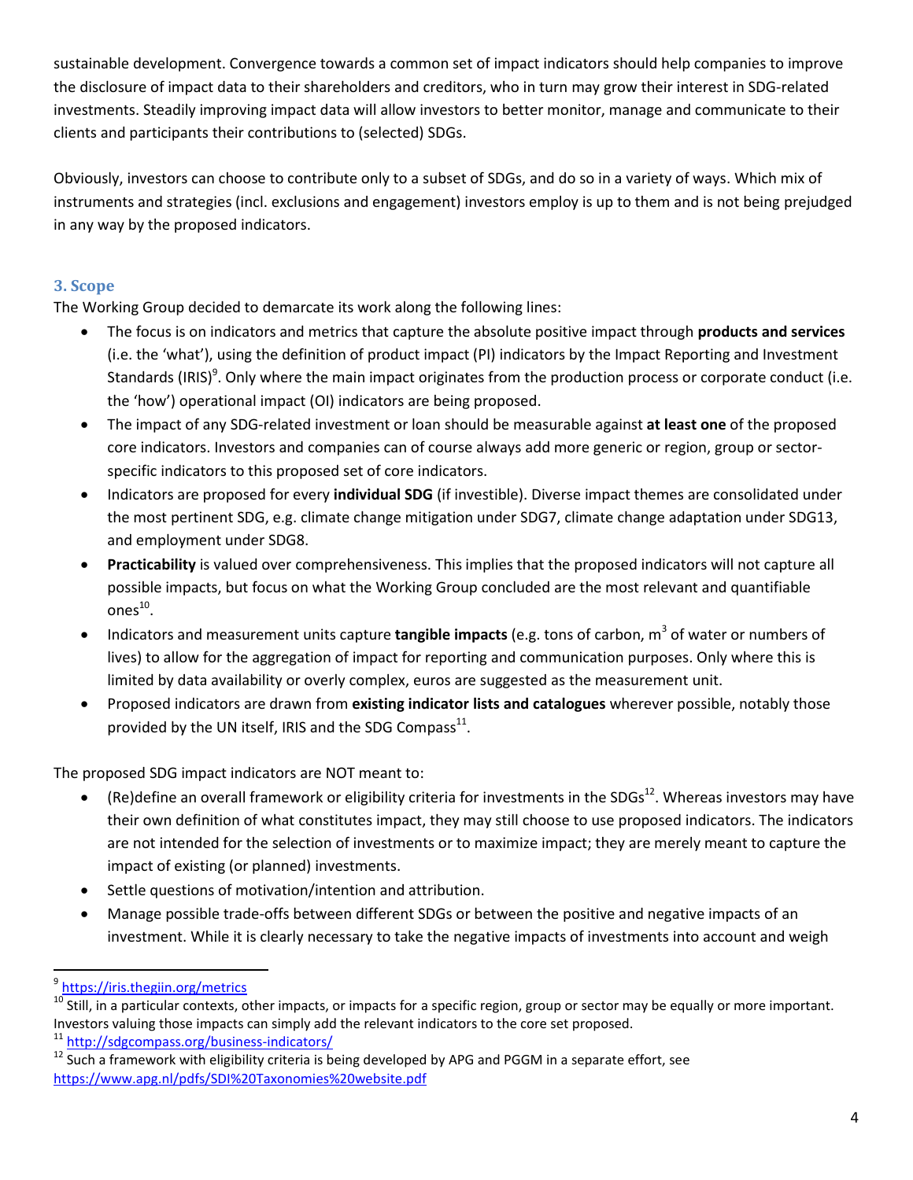sustainable development. Convergence towards a common set of impact indicators should help companies to improve the disclosure of impact data to their shareholders and creditors, who in turn may grow their interest in SDG-related investments. Steadily improving impact data will allow investors to better monitor, manage and communicate to their clients and participants their contributions to (selected) SDGs.

Obviously, investors can choose to contribute only to a subset of SDGs, and do so in a variety of ways. Which mix of instruments and strategies (incl. exclusions and engagement) investors employ is up to them and is not being prejudged in any way by the proposed indicators.

## 3. Scope

The Working Group decided to demarcate its work along the following lines:

- The focus is on indicators and metrics that capture the absolute positive impact through **products and services** (i.e. the 'what'), using the definition of product impact (PI) indicators by the Impact Reporting and Investment Standards (IRIS)[9]. Only where the main impact originates from the production process or corporate conduct (i.e. the 'how') operational impact (OI) indicators are being proposed.
- The impact of any SDG-related investment or loan should be measurable against **at least one** of the proposed core indicators. Investors and companies can of course always add more generic or region, group or sector-specific indicators to this proposed set of core indicators.
- Indicators are proposed for every **individual SDG** (if investible). Diverse impact themes are consolidated under the most pertinent SDG, e.g. climate change mitigation under SDG7, climate change adaptation under SDG13, and employment under SDG8.
- **Practicability** is valued over comprehensiveness. This implies that the proposed indicators will not capture all possible impacts, but focus on what the Working Group concluded are the most relevant and quantifiable ones[10].
- Indicators and measurement units capture **tangible impacts** (e.g. tons of carbon, $m^3$ of water or numbers of lives) to allow for the aggregation of impact for reporting and communication purposes. Only where this is limited by data availability or overly complex, euros are suggested as the measurement unit.
- Proposed indicators are drawn from **existing indicator lists and catalogues** wherever possible, notably those provided by the UN itself, IRIS and the SDG Compass[11].

The proposed SDG impact indicators are NOT meant to:

- (Re)define an overall framework or eligibility criteria for investments in the SDGs[12]. Whereas investors may have their own definition of what constitutes impact, they may still choose to use proposed indicators. The indicators are not intended for the selection of investments or to maximize impact; they are merely meant to capture the impact of existing (or planned) investments.
- Settle questions of motivation/intention and attribution.
- Manage possible trade-offs between different SDGs or between the positive and negative impacts of an investment. While it is clearly necessary to take the negative impacts of investments into account and weigh

---

[9] https://iris.thegiin.org/metrics

[10] Still, in a particular contexts, other impacts, or impacts for a specific region, group or sector may be equally or more important. Investors valuing those impacts can simply add the relevant indicators to the core set proposed.

[11] http://sdgcompass.org/business-indicators/

[12] Such a framework with eligibility criteria is being developed by APG and PGGM in a separate effort, see https://www.apg.nl/pdfs/SDI%20Taxonomies%20website.pdf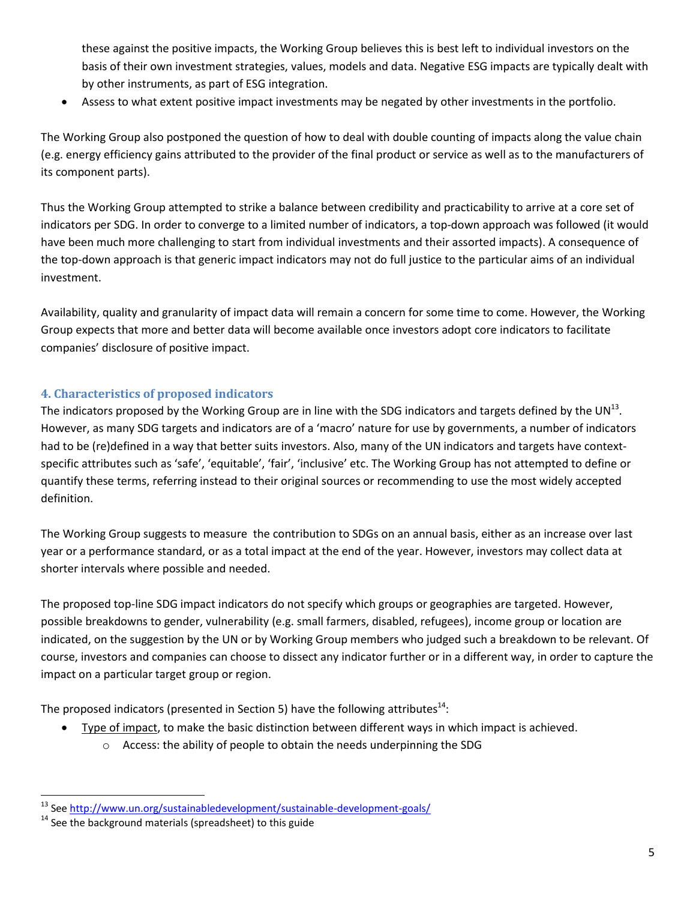these against the positive impacts, the Working Group believes this is best left to individual investors on the basis of their own investment strategies, values, models and data. Negative ESG impacts are typically dealt with by other instruments, as part of ESG integration.

- Assess to what extent positive impact investments may be negated by other investments in the portfolio.

The Working Group also postponed the question of how to deal with double counting of impacts along the value chain (e.g. energy efficiency gains attributed to the provider of the final product or service as well as to the manufacturers of its component parts).

Thus the Working Group attempted to strike a balance between credibility and practicability to arrive at a core set of indicators per SDG. In order to converge to a limited number of indicators, a top-down approach was followed (it would have been much more challenging to start from individual investments and their assorted impacts). A consequence of the top-down approach is that generic impact indicators may not do full justice to the particular aims of an individual investment.

Availability, quality and granularity of impact data will remain a concern for some time to come. However, the Working Group expects that more and better data will become available once investors adopt core indicators to facilitate companies' disclosure of positive impact.

## 4. Characteristics of proposed indicators

The indicators proposed by the Working Group are in line with the SDG indicators and targets defined by the UN[13]. However, as many SDG targets and indicators are of a 'macro' nature for use by governments, a number of indicators had to be (re)defined in a way that better suits investors. Also, many of the UN indicators and targets have context-specific attributes such as 'safe', 'equitable', 'fair', 'inclusive' etc. The Working Group has not attempted to define or quantify these terms, referring instead to their original sources or recommending to use the most widely accepted definition.

The Working Group suggests to measure the contribution to SDGs on an annual basis, either as an increase over last year or a performance standard, or as a total impact at the end of the year. However, investors may collect data at shorter intervals where possible and needed.

The proposed top-line SDG impact indicators do not specify which groups or geographies are targeted. However, possible breakdowns to gender, vulnerability (e.g. small farmers, disabled, refugees), income group or location are indicated, on the suggestion by the UN or by Working Group members who judged such a breakdown to be relevant. Of course, investors and companies can choose to dissect any indicator further or in a different way, in order to capture the impact on a particular target group or region.

The proposed indicators (presented in Section 5) have the following attributes[14]:

- Type of impact, to make the basic distinction between different ways in which impact is achieved.
  - Access: the ability of people to obtain the needs underpinning the SDG

[13] See http://www.un.org/sustainabledevelopment/sustainable-development-goals/

[14] See the background materials (spreadsheet) to this guide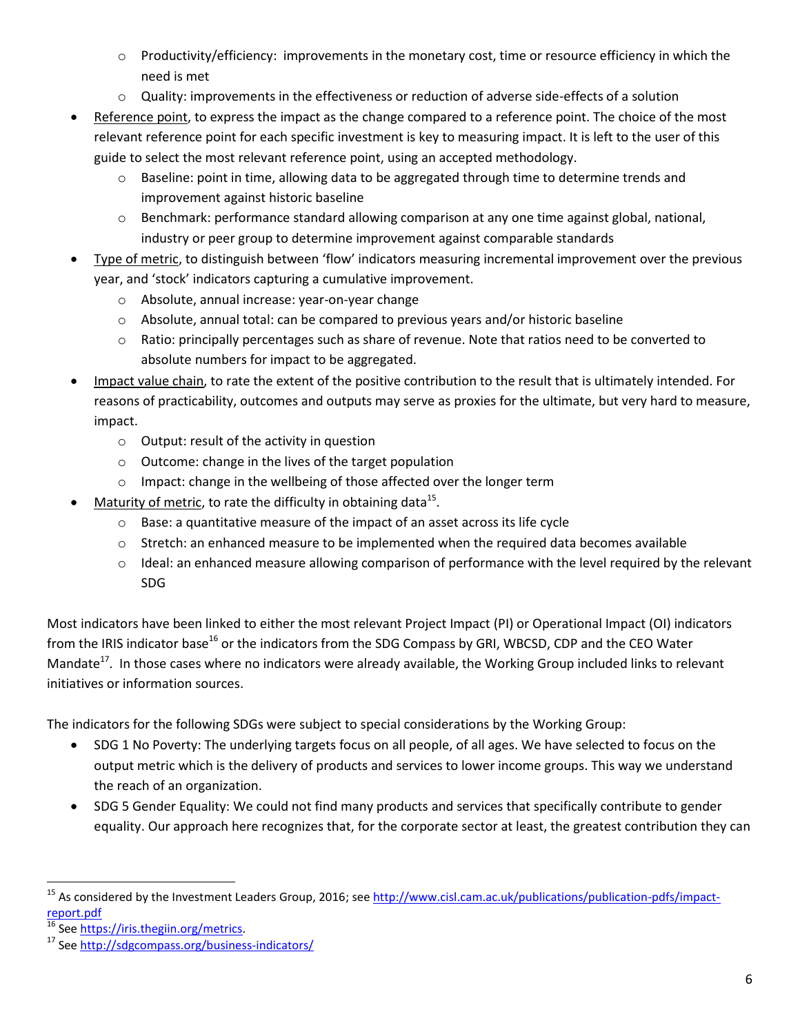- Productivity/efficiency: improvements in the monetary cost, time or resource efficiency in which the need is met
    - Quality: improvements in the effectiveness or reduction of adverse side-effects of a solution
- Reference point, to express the impact as the change compared to a reference point. The choice of the most relevant reference point for each specific investment is key to measuring impact. It is left to the user of this guide to select the most relevant reference point, using an accepted methodology.
    - Baseline: point in time, allowing data to be aggregated through time to determine trends and improvement against historic baseline
    - Benchmark: performance standard allowing comparison at any one time against global, national, industry or peer group to determine improvement against comparable standards
- Type of metric, to distinguish between 'flow' indicators measuring incremental improvement over the previous year, and 'stock' indicators capturing a cumulative improvement.
    - Absolute, annual increase: year-on-year change
    - Absolute, annual total: can be compared to previous years and/or historic baseline
    - Ratio: principally percentages such as share of revenue. Note that ratios need to be converted to absolute numbers for impact to be aggregated.
- Impact value chain, to rate the extent of the positive contribution to the result that is ultimately intended. For reasons of practicability, outcomes and outputs may serve as proxies for the ultimate, but very hard to measure, impact.
    - Output: result of the activity in question
    - Outcome: change in the lives of the target population
    - Impact: change in the wellbeing of those affected over the longer term
- Maturity of metric, to rate the difficulty in obtaining data[15].
    - Base: a quantitative measure of the impact of an asset across its life cycle
    - Stretch: an enhanced measure to be implemented when the required data becomes available
    - Ideal: an enhanced measure allowing comparison of performance with the level required by the relevant SDG

Most indicators have been linked to either the most relevant Project Impact (PI) or Operational Impact (OI) indicators from the IRIS indicator base[16] or the indicators from the SDG Compass by GRI, WBCSD, CDP and the CEO Water Mandate[17]. In those cases where no indicators were already available, the Working Group included links to relevant initiatives or information sources.

The indicators for the following SDGs were subject to special considerations by the Working Group:

- SDG 1 No Poverty: The underlying targets focus on all people, of all ages. We have selected to focus on the output metric which is the delivery of products and services to lower income groups. This way we understand the reach of an organization.
- SDG 5 Gender Equality: We could not find many products and services that specifically contribute to gender equality. Our approach here recognizes that, for the corporate sector at least, the greatest contribution they can

---

[15] As considered by the Investment Leaders Group, 2016; see http://www.cisl.cam.ac.uk/publications/publication-pdfs/impact-report.pdf

[16] See https://iris.thegiin.org/metrics.

[17] See http://sdgcompass.org/business-indicators/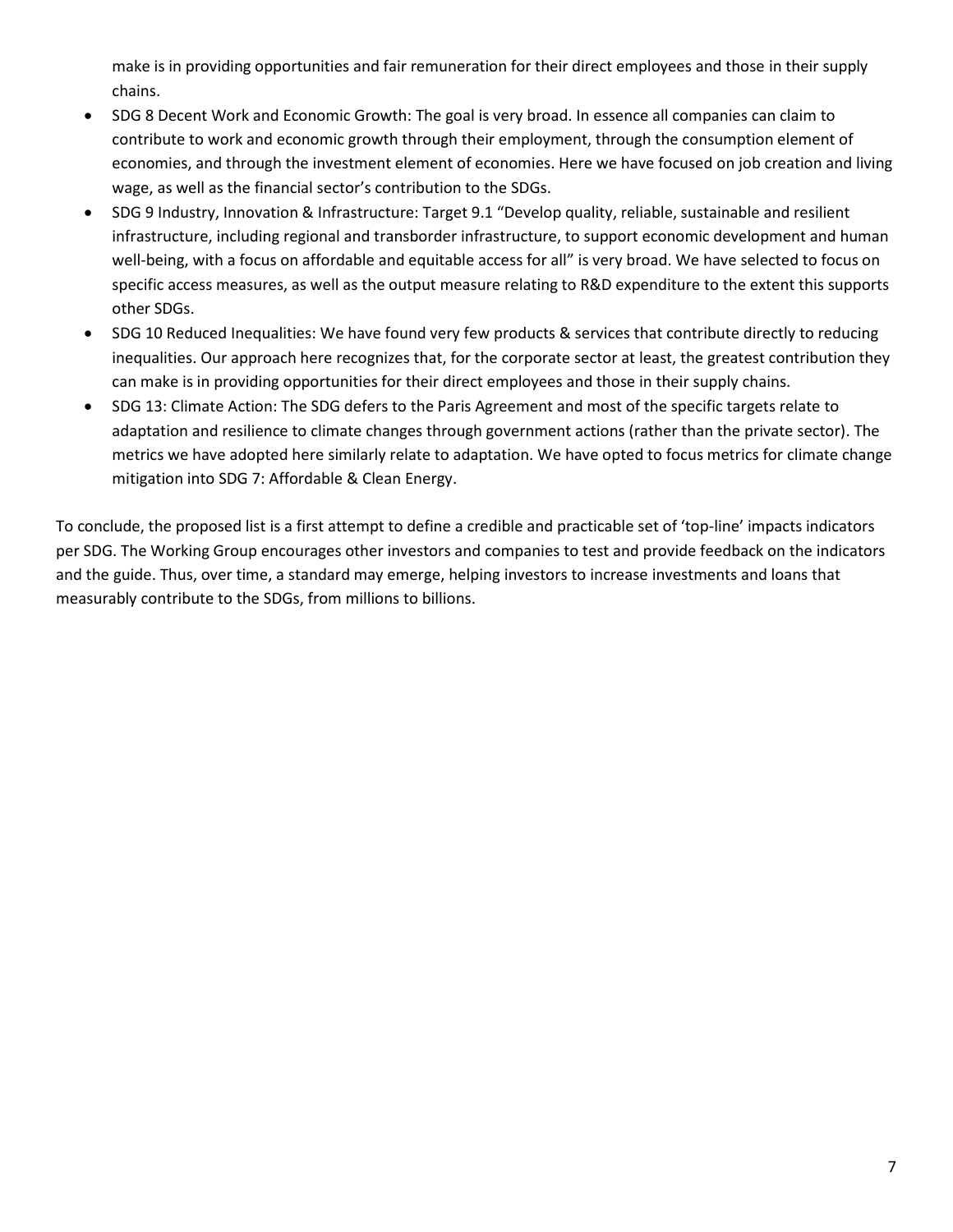make is in providing opportunities and fair remuneration for their direct employees and those in their supply chains.

- SDG 8 Decent Work and Economic Growth: The goal is very broad. In essence all companies can claim to contribute to work and economic growth through their employment, through the consumption element of economies, and through the investment element of economies. Here we have focused on job creation and living wage, as well as the financial sector's contribution to the SDGs.
- SDG 9 Industry, Innovation & Infrastructure: Target 9.1 "Develop quality, reliable, sustainable and resilient infrastructure, including regional and transborder infrastructure, to support economic development and human well-being, with a focus on affordable and equitable access for all" is very broad. We have selected to focus on specific access measures, as well as the output measure relating to R&D expenditure to the extent this supports other SDGs.
- SDG 10 Reduced Inequalities: We have found very few products & services that contribute directly to reducing inequalities. Our approach here recognizes that, for the corporate sector at least, the greatest contribution they can make is in providing opportunities for their direct employees and those in their supply chains.
- SDG 13: Climate Action: The SDG defers to the Paris Agreement and most of the specific targets relate to adaptation and resilience to climate changes through government actions (rather than the private sector). The metrics we have adopted here similarly relate to adaptation. We have opted to focus metrics for climate change mitigation into SDG 7: Affordable & Clean Energy.

To conclude, the proposed list is a first attempt to define a credible and practicable set of 'top-line' impacts indicators per SDG. The Working Group encourages other investors and companies to test and provide feedback on the indicators and the guide. Thus, over time, a standard may emerge, helping investors to increase investments and loans that measurably contribute to the SDGs, from millions to billions.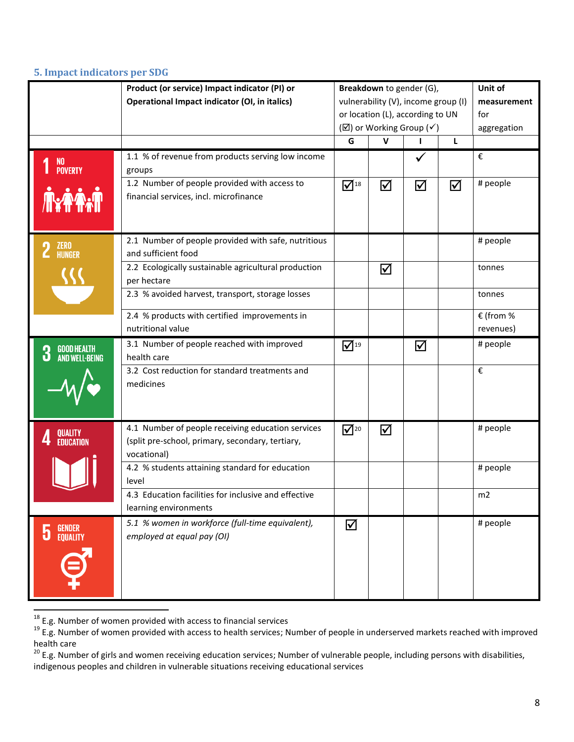## 5. Impact indicators per SDG

| | Product (or service) Impact indicator (PI) or Operational Impact indicator (OI, in italics) | Breakdown to gender (G), vulnerability (V), income group (I) or location (L), according to UN (☑) or Working Group (✓) | | | | Unit of measurement for aggregation |
|---|---|---|---|---|---|---|
| | | G | V | I | L | |
| 1 NO POVERTY | 1.1 % of revenue from products serving low income groups | | | ✓ | | € |
| | 1.2 Number of people provided with access to financial services, incl. microfinance | ☑[18] | ☑ | ☑ | ☑ | # people |
| 2 ZERO HUNGER | 2.1 Number of people provided with safe, nutritious and sufficient food | | | | | # people |
| | 2.2 Ecologically sustainable agricultural production per hectare | | ☑ | | | tonnes |
| | 2.3 % avoided harvest, transport, storage losses | | | | | tonnes |
| | 2.4 % products with certified improvements in nutritional value | | | | | € (from % revenues) |
| 3 GOOD HEALTH AND WELL-BEING | 3.1 Number of people reached with improved health care | ☑[19] | | ☑ | | # people |
| | 3.2 Cost reduction for standard treatments and medicines | | | | | € |
| 4 QUALITY EDUCATION | 4.1 Number of people receiving education services (split pre-school, primary, secondary, tertiary, vocational) | ☑[20] | ☑ | | | # people |
| | 4.2 % students attaining standard for education level | | | | | # people |
| | 4.3 Education facilities for inclusive and effective learning environments | | | | | m2 |
| 5 GENDER EQUALITY | *5.1 % women in workforce (full-time equivalent), employed at equal pay (OI)* | ☑ | | | | # people |

[18] E.g. Number of women provided with access to financial services

[19] E.g. Number of women provided with access to health services; Number of people in underserved markets reached with improved health care

[20] E.g. Number of girls and women receiving education services; Number of vulnerable people, including persons with disabilities, indigenous peoples and children in vulnerable situations receiving educational services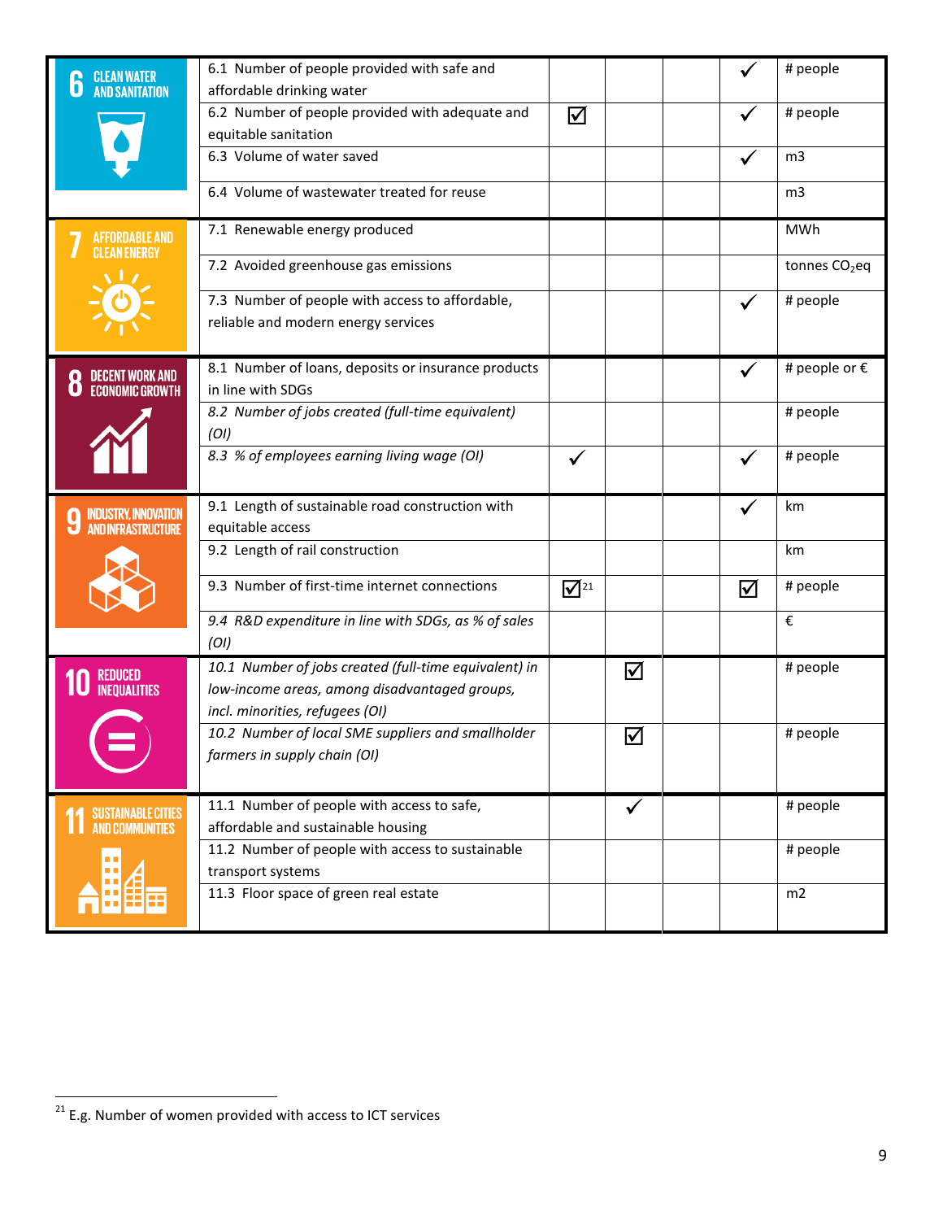| | | | | | | |
|---|---|---|---|---|---|---|
| 6 CLEAN WATER AND SANITATION | 6.1 Number of people provided with safe and affordable drinking water | | | | ✓ | # people |
| | 6.2 Number of people provided with adequate and equitable sanitation | ☑ | | | ✓ | # people |
| | 6.3 Volume of water saved | | | | ✓ | m3 |
| | 6.4 Volume of wastewater treated for reuse | | | | | m3 |
| 7 AFFORDABLE AND CLEAN ENERGY | 7.1 Renewable energy produced | | | | | MWh |
| | 7.2 Avoided greenhouse gas emissions | | | | | tonnes $CO_2$eq |
| | 7.3 Number of people with access to affordable, reliable and modern energy services | | | | ✓ | # people |
| 8 DECENT WORK AND ECONOMIC GROWTH | 8.1 Number of loans, deposits or insurance products in line with SDGs | | | | ✓ | # people or € |
| | *8.2 Number of jobs created (full-time equivalent) (OI)* | | | | | # people |
| | *8.3 % of employees earning living wage (OI)* | ✓ | | | ✓ | # people |
| 9 INDUSTRY, INNOVATION AND INFRASTRUCTURE | 9.1 Length of sustainable road construction with equitable access | | | | ✓ | km |
| | 9.2 Length of rail construction | | | | | km |
| | 9.3 Number of first-time internet connections | ☑[21] | | | ☑ | # people |
| | *9.4 R&D expenditure in line with SDGs, as % of sales (OI)* | | | | | € |
| 10 REDUCED INEQUALITIES | *10.1 Number of jobs created (full-time equivalent) in low-income areas, among disadvantaged groups, incl. minorities, refugees (OI)* | | ☑ | | | # people |
| | *10.2 Number of local SME suppliers and smallholder farmers in supply chain (OI)* | | ☑ | | | # people |
| 11 SUSTAINABLE CITIES AND COMMUNITIES | 11.1 Number of people with access to safe, affordable and sustainable housing | | ✓ | | | # people |
| | 11.2 Number of people with access to sustainable transport systems | | | | | # people |
| | 11.3 Floor space of green real estate | | | | | m2 |

[21] E.g. Number of women provided with access to ICT services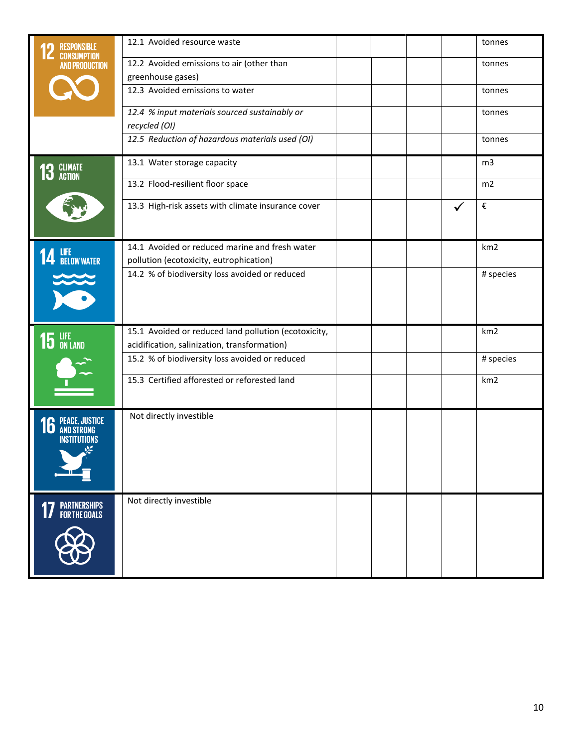| | | | | | | |
|---|---|---|---|---|---|---|
| 12 RESPONSIBLE CONSUMPTION AND PRODUCTION | 12.1 Avoided resource waste | | | | | tonnes |
| | 12.2 Avoided emissions to air (other than greenhouse gases) | | | | | tonnes |
| | 12.3 Avoided emissions to water | | | | | tonnes |
| | *12.4 % input materials sourced sustainably or recycled (OI)* | | | | | tonnes |
| | *12.5 Reduction of hazardous materials used (OI)* | | | | | tonnes |
| 13 CLIMATE ACTION | 13.1 Water storage capacity | | | | | m3 |
| | 13.2 Flood-resilient floor space | | | | | m2 |
| | 13.3 High-risk assets with climate insurance cover | | | | ✓ | € |
| 14 LIFE BELOW WATER | 14.1 Avoided or reduced marine and fresh water pollution (ecotoxicity, eutrophication) | | | | | km2 |
| | 14.2 % of biodiversity loss avoided or reduced | | | | | # species |
| 15 LIFE ON LAND | 15.1 Avoided or reduced land pollution (ecotoxicity, acidification, salinization, transformation) | | | | | km2 |
| | 15.2 % of biodiversity loss avoided or reduced | | | | | # species |
| | 15.3 Certified afforested or reforested land | | | | | km2 |
| 16 PEACE, JUSTICE AND STRONG INSTITUTIONS | Not directly investible | | | | | |
| 17 PARTNERSHIPS FOR THE GOALS | Not directly investible | | | | | |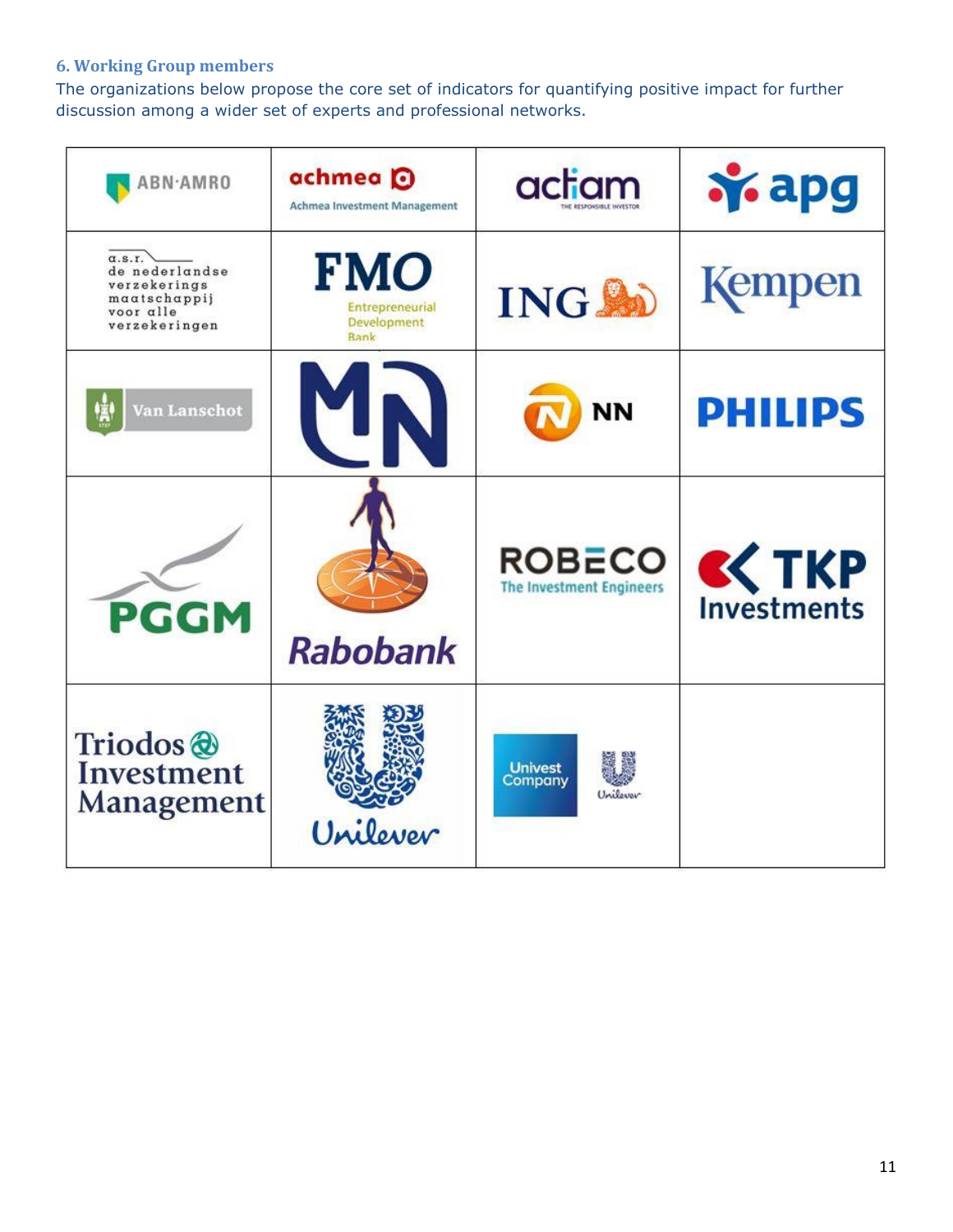### 6. Working Group members

The organizations below propose the core set of indicators for quantifying positive impact for further discussion among a wider set of experts and professional networks.

| | | | |
|---|---|---|---|
| ABN·AMRO | achmea Achmea Investment Management | actiam THE RESPONSIBLE INVESTOR | apg |
| a.s.r. de nederlandse verzekerings maatschappij voor alle verzekeringen | FMO Entrepreneurial Development Bank | ING | Kempen |
| Van Lanschot | MN | NN | PHILIPS |
| PGGM | Rabobank | ROBECO The Investment Engineers | TKP Investments |
| Triodos Investment Management | Unilever | Univest Company Unilever | |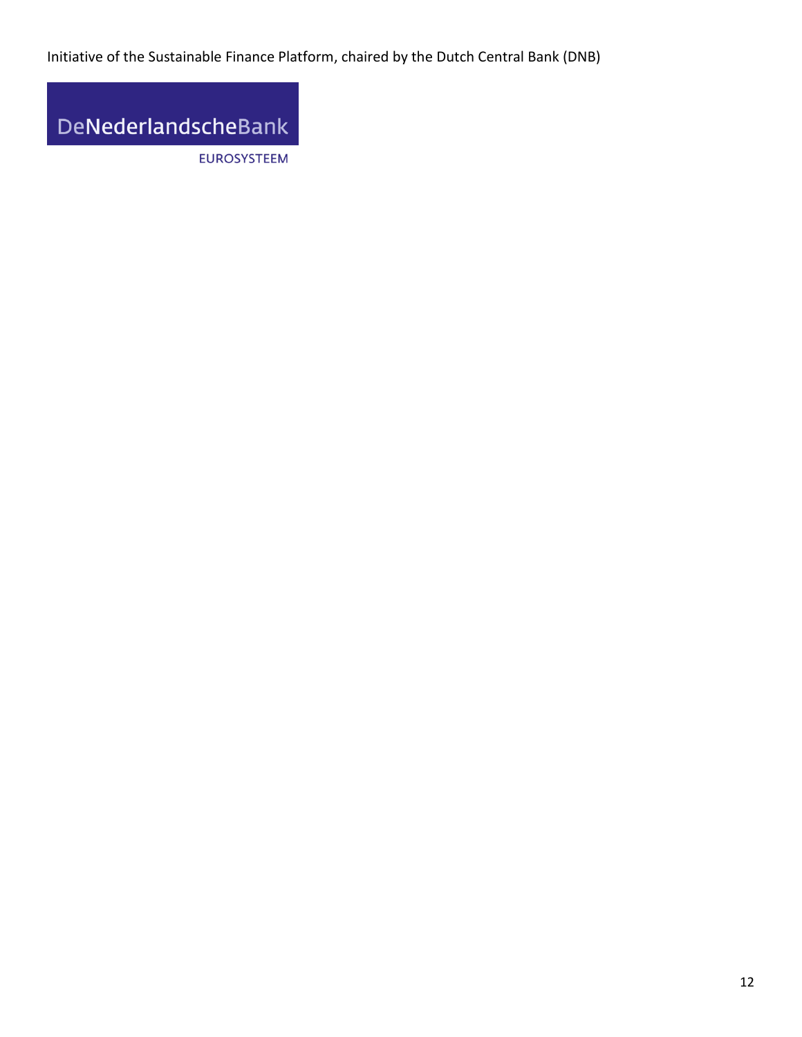Initiative of the Sustainable Finance Platform, chaired by the Dutch Central Bank (DNB)

DeNederlandscheBank

EUROSYSTEEM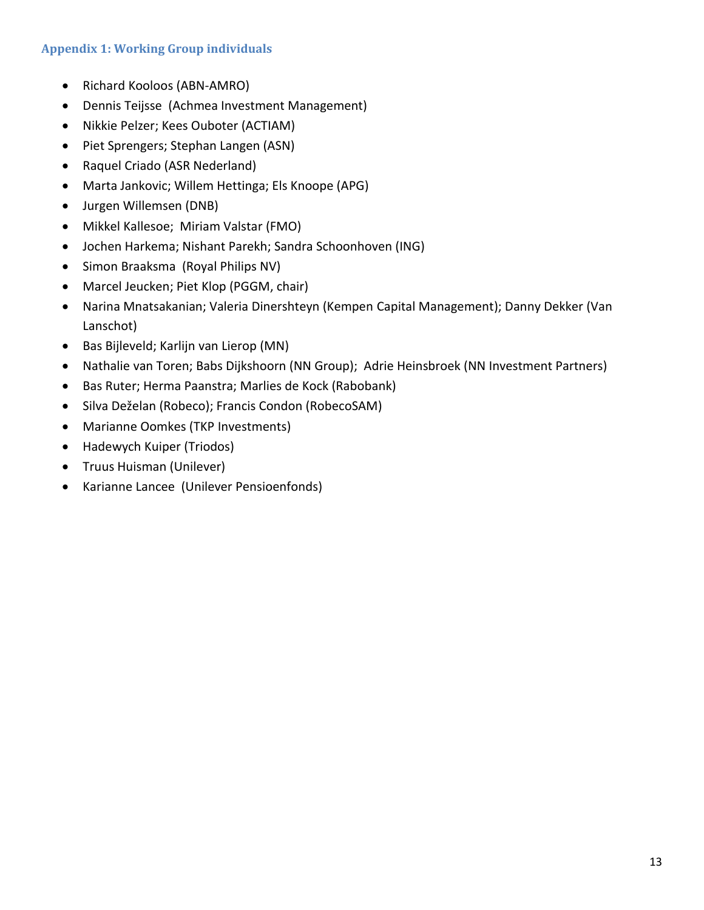### Appendix 1: Working Group individuals

- Richard Kooloos (ABN-AMRO)
- Dennis Teijsse (Achmea Investment Management)
- Nikkie Pelzer; Kees Ouboter (ACTIAM)
- Piet Sprengers; Stephan Langen (ASN)
- Raquel Criado (ASR Nederland)
- Marta Jankovic; Willem Hettinga; Els Knoope (APG)
- Jurgen Willemsen (DNB)
- Mikkel Kallesoe; Miriam Valstar (FMO)
- Jochen Harkema; Nishant Parekh; Sandra Schoonhoven (ING)
- Simon Braaksma (Royal Philips NV)
- Marcel Jeucken; Piet Klop (PGGM, chair)
- Narina Mnatsakanian; Valeria Dinershteyn (Kempen Capital Management); Danny Dekker (Van Lanschot)
- Bas Bijleveld; Karlijn van Lierop (MN)
- Nathalie van Toren; Babs Dijkshoorn (NN Group); Adrie Heinsbroek (NN Investment Partners)
- Bas Ruter; Herma Paanstra; Marlies de Kock (Rabobank)
- Silva Deželan (Robeco); Francis Condon (RobecoSAM)
- Marianne Oomkes (TKP Investments)
- Hadewych Kuiper (Triodos)
- Truus Huisman (Unilever)
- Karianne Lancee (Unilever Pensioenfonds)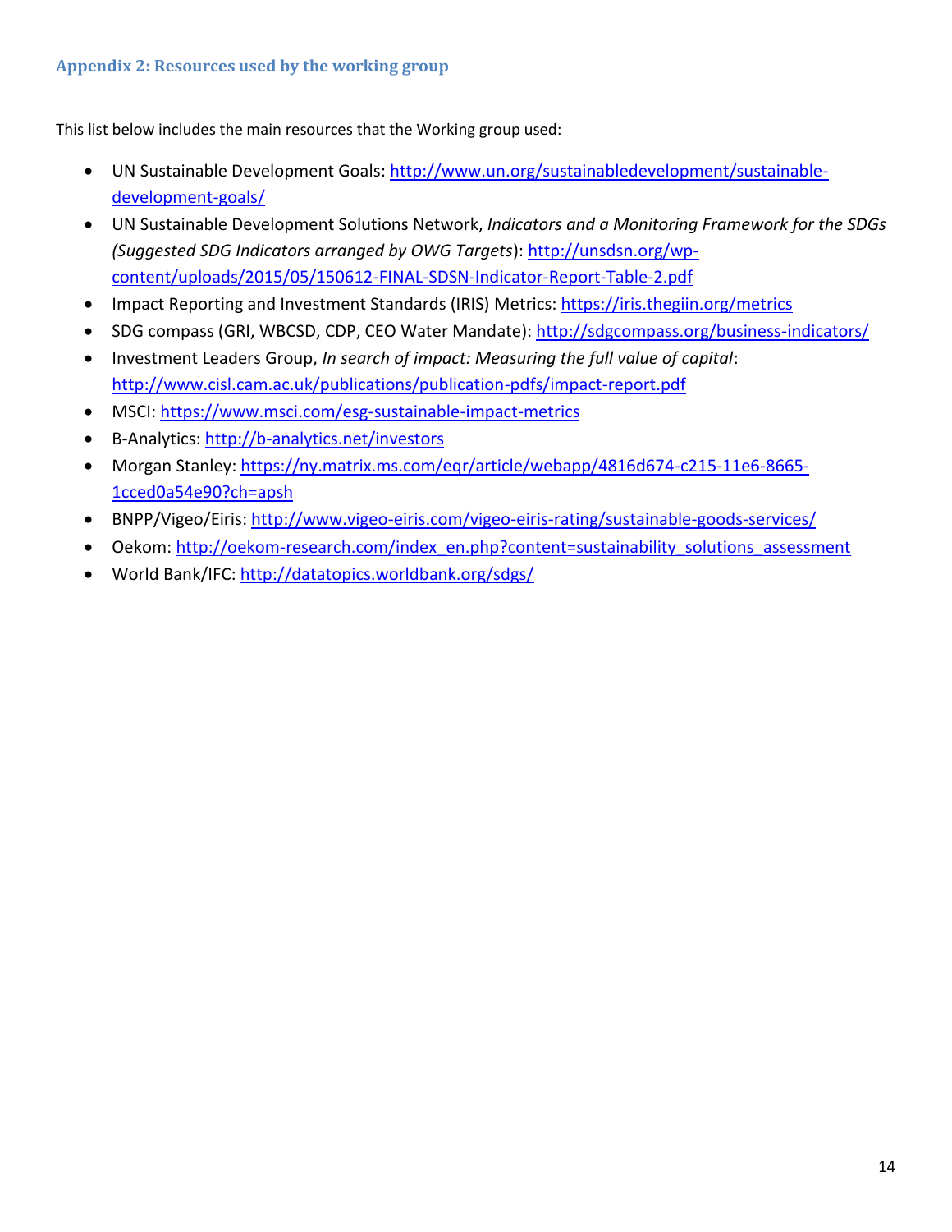### Appendix 2: Resources used by the working group

This list below includes the main resources that the Working group used:

- UN Sustainable Development Goals: http://www.un.org/sustainabledevelopment/sustainable-development-goals/
- UN Sustainable Development Solutions Network, *Indicators and a Monitoring Framework for the SDGs (Suggested SDG Indicators arranged by OWG Targets*): http://unsdsn.org/wp-content/uploads/2015/05/150612-FINAL-SDSN-Indicator-Report-Table-2.pdf
- Impact Reporting and Investment Standards (IRIS) Metrics: https://iris.thegiin.org/metrics
- SDG compass (GRI, WBCSD, CDP, CEO Water Mandate): http://sdgcompass.org/business-indicators/
- Investment Leaders Group, *In search of impact: Measuring the full value of capital*: http://www.cisl.cam.ac.uk/publications/publication-pdfs/impact-report.pdf
- MSCI: https://www.msci.com/esg-sustainable-impact-metrics
- B-Analytics: http://b-analytics.net/investors
- Morgan Stanley: https://ny.matrix.ms.com/eqr/article/webapp/4816d674-c215-11e6-8665-1cced0a54e90?ch=apsh
- BNPP/Vigeo/Eiris: http://www.vigeo-eiris.com/vigeo-eiris-rating/sustainable-goods-services/
- Oekom: http://oekom-research.com/index_en.php?content=sustainability_solutions_assessment
- World Bank/IFC: http://datatopics.worldbank.org/sdgs/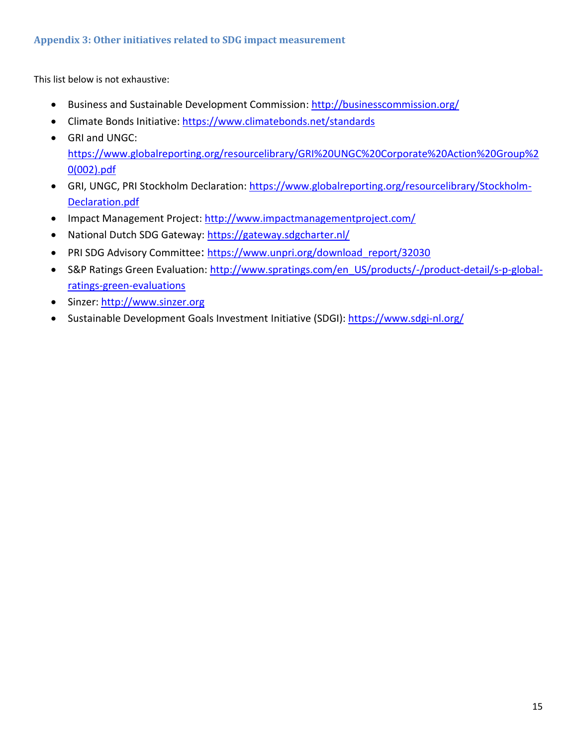### Appendix 3: Other initiatives related to SDG impact measurement

This list below is not exhaustive:

- Business and Sustainable Development Commission: http://businesscommission.org/
- Climate Bonds Initiative: https://www.climatebonds.net/standards
- GRI and UNGC: https://www.globalreporting.org/resourcelibrary/GRI%20UNGC%20Corporate%20Action%20Group%20(002).pdf
- GRI, UNGC, PRI Stockholm Declaration: https://www.globalreporting.org/resourcelibrary/Stockholm-Declaration.pdf
- Impact Management Project: http://www.impactmanagementproject.com/
- National Dutch SDG Gateway: https://gateway.sdgcharter.nl/
- PRI SDG Advisory Committee: https://www.unpri.org/download_report/32030
- S&P Ratings Green Evaluation: http://www.spratings.com/en_US/products/-/product-detail/s-p-global-ratings-green-evaluations
- Sinzer: http://www.sinzer.org
- Sustainable Development Goals Investment Initiative (SDGI): https://www.sdgi-nl.org/